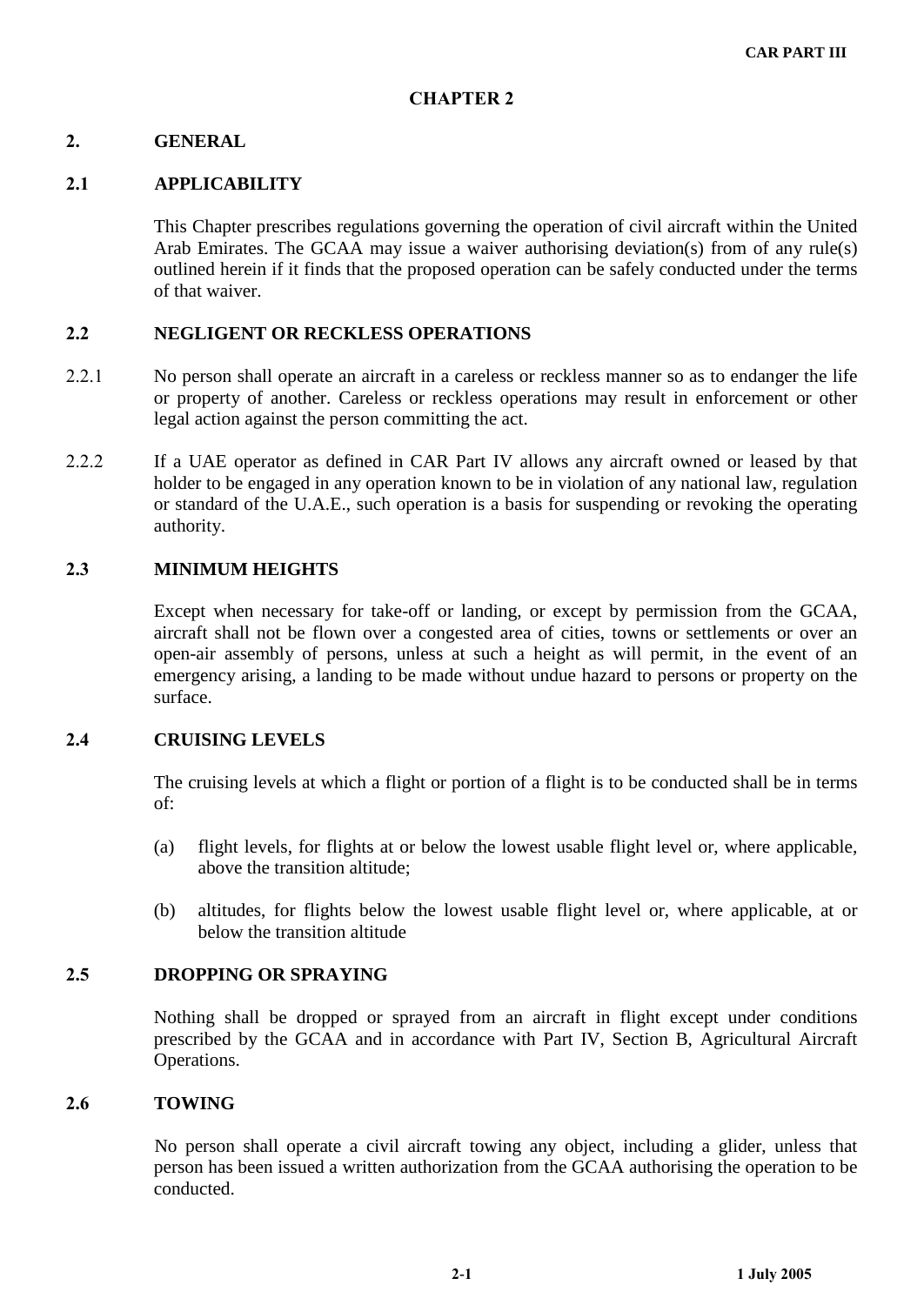# CHAPTER 2

## 2. GENERAL

### 2.1 APPLICABILITY

This Chapter prescribes regulations governing the operation of civil aircraft within the United Arab Emirates. The GCAA may issue a waiver authorising deviation(s) from of any rule(s) outlined herein if it finds that the proposed operation can be safely conducted under the terms of that waiver.

### 2.2 NEGLIGENT OR RECKLESS OPERATIONS

2.2.1 No person shall operate an aircraft in a careless or reckless manner so as to endanger the life or property of another. Careless or reckless operations may result in enforcement or other legal action against the person committing the act.

2.2.2 If a UAE operator as defined in CAR Part IV allows any aircraft owned or leased by that holder to be engaged in any operation known to be in violation of any national law, regulation or standard of the U.A.E., such operation is a basis for suspending or revoking the operating authority.

### 2.3 MINIMUM HEIGHTS

Except when necessary for take-off or landing, or except by permission from the GCAA, aircraft shall not be flown over a congested area of cities, towns or settlements or over an open-air assembly of persons, unless at such a height as will permit, in the event of an emergency arising, a landing to be made without undue hazard to persons or property on the surface.

### 2.4 CRUISING LEVELS

The cruising levels at which a flight or portion of a flight is to be conducted shall be in terms of:

(a) flight levels, for flights at or below the lowest usable flight level or, where applicable, above the transition altitude;

(b) altitudes, for flights below the lowest usable flight level or, where applicable, at or below the transition altitude

### 2.5 DROPPING OR SPRAYING

Nothing shall be dropped or sprayed from an aircraft in flight except under conditions prescribed by the GCAA and in accordance with Part IV, Section B, Agricultural Aircraft Operations.

### 2.6 TOWING

No person shall operate a civil aircraft towing any object, including a glider, unless that person has been issued a written authorization from the GCAA authorising the operation to be conducted.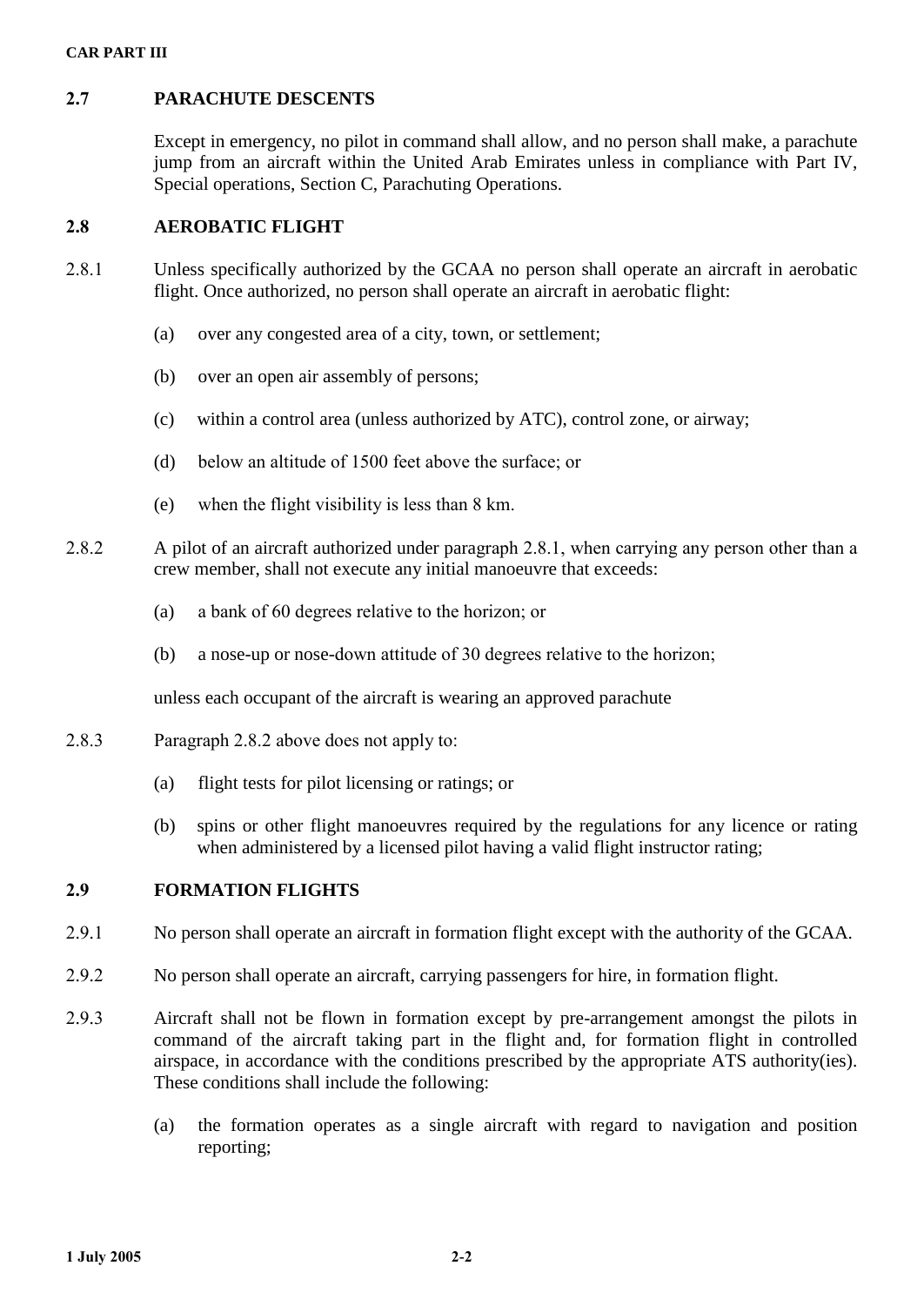## 2.7 PARACHUTE DESCENTS

Except in emergency, no pilot in command shall allow, and no person shall make, a parachute jump from an aircraft within the United Arab Emirates unless in compliance with Part IV, Special operations, Section C, Parachuting Operations.

## 2.8 AEROBATIC FLIGHT

2.8.1 Unless specifically authorized by the GCAA no person shall operate an aircraft in aerobatic flight. Once authorized, no person shall operate an aircraft in aerobatic flight:

(a) over any congested area of a city, town, or settlement;

(b) over an open air assembly of persons;

(c) within a control area (unless authorized by ATC), control zone, or airway;

(d) below an altitude of 1500 feet above the surface; or

(e) when the flight visibility is less than 8 km.

2.8.2 A pilot of an aircraft authorized under paragraph 2.8.1, when carrying any person other than a crew member, shall not execute any initial manoeuvre that exceeds:

(a) a bank of 60 degrees relative to the horizon; or

(b) a nose-up or nose-down attitude of 30 degrees relative to the horizon;

unless each occupant of the aircraft is wearing an approved parachute

2.8.3 Paragraph 2.8.2 above does not apply to:

(a) flight tests for pilot licensing or ratings; or

(b) spins or other flight manoeuvres required by the regulations for any licence or rating when administered by a licensed pilot having a valid flight instructor rating;

## 2.9 FORMATION FLIGHTS

2.9.1 No person shall operate an aircraft in formation flight except with the authority of the GCAA.

2.9.2 No person shall operate an aircraft, carrying passengers for hire, in formation flight.

2.9.3 Aircraft shall not be flown in formation except by pre-arrangement amongst the pilots in command of the aircraft taking part in the flight and, for formation flight in controlled airspace, in accordance with the conditions prescribed by the appropriate ATS authority(ies). These conditions shall include the following:

(a) the formation operates as a single aircraft with regard to navigation and position reporting;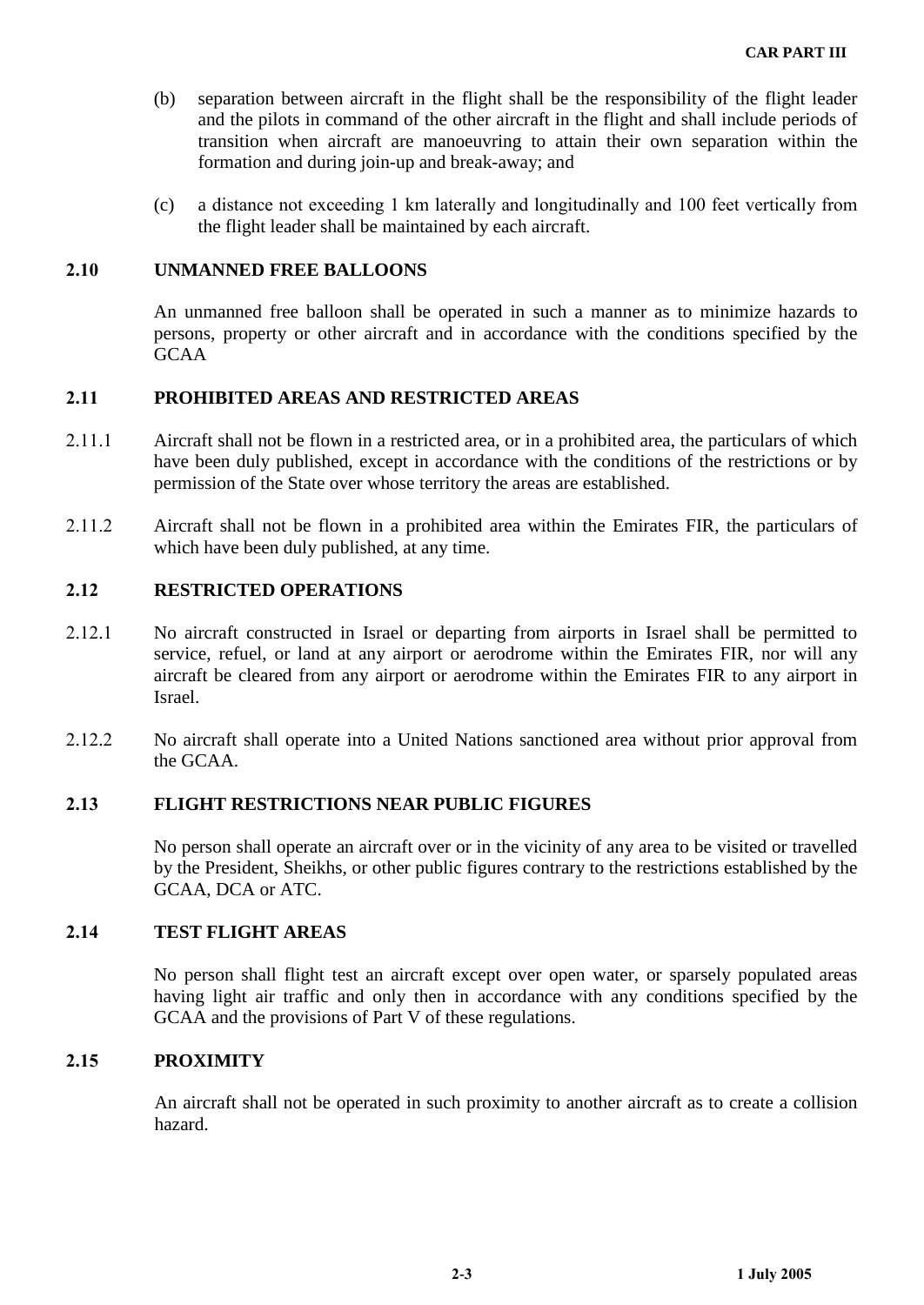(b) separation between aircraft in the flight shall be the responsibility of the flight leader and the pilots in command of the other aircraft in the flight and shall include periods of transition when aircraft are manoeuvring to attain their own separation within the formation and during join-up and break-away; and

(c) a distance not exceeding 1 km laterally and longitudinally and 100 feet vertically from the flight leader shall be maintained by each aircraft.

## 2.10 UNMANNED FREE BALLOONS

An unmanned free balloon shall be operated in such a manner as to minimize hazards to persons, property or other aircraft and in accordance with the conditions specified by the GCAA

## 2.11 PROHIBITED AREAS AND RESTRICTED AREAS

2.11.1 Aircraft shall not be flown in a restricted area, or in a prohibited area, the particulars of which have been duly published, except in accordance with the conditions of the restrictions or by permission of the State over whose territory the areas are established.

2.11.2 Aircraft shall not be flown in a prohibited area within the Emirates FIR, the particulars of which have been duly published, at any time.

## 2.12 RESTRICTED OPERATIONS

2.12.1 No aircraft constructed in Israel or departing from airports in Israel shall be permitted to service, refuel, or land at any airport or aerodrome within the Emirates FIR, nor will any aircraft be cleared from any airport or aerodrome within the Emirates FIR to any airport in Israel.

2.12.2 No aircraft shall operate into a United Nations sanctioned area without prior approval from the GCAA.

## 2.13 FLIGHT RESTRICTIONS NEAR PUBLIC FIGURES

No person shall operate an aircraft over or in the vicinity of any area to be visited or travelled by the President, Sheikhs, or other public figures contrary to the restrictions established by the GCAA, DCA or ATC.

## 2.14 TEST FLIGHT AREAS

No person shall flight test an aircraft except over open water, or sparsely populated areas having light air traffic and only then in accordance with any conditions specified by the GCAA and the provisions of Part V of these regulations.

## 2.15 PROXIMITY

An aircraft shall not be operated in such proximity to another aircraft as to create a collision hazard.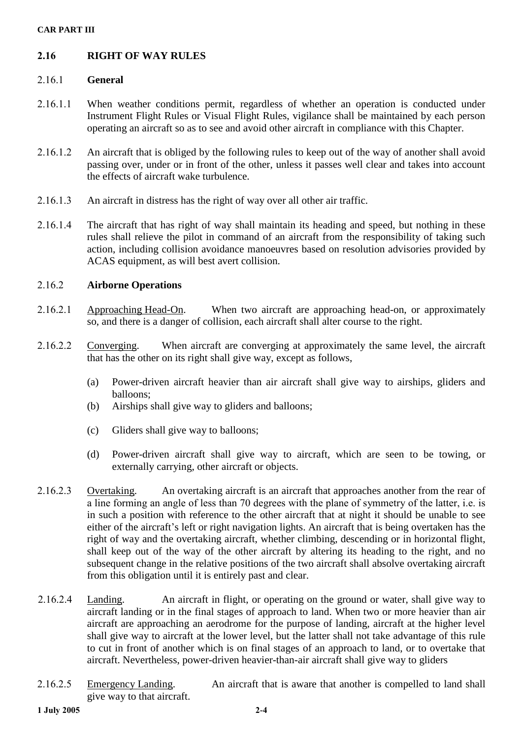## 2.16 RIGHT OF WAY RULES

### 2.16.1 General

2.16.1.1 When weather conditions permit, regardless of whether an operation is conducted under Instrument Flight Rules or Visual Flight Rules, vigilance shall be maintained by each person operating an aircraft so as to see and avoid other aircraft in compliance with this Chapter.

2.16.1.2 An aircraft that is obliged by the following rules to keep out of the way of another shall avoid passing over, under or in front of the other, unless it passes well clear and takes into account the effects of aircraft wake turbulence.

2.16.1.3 An aircraft in distress has the right of way over all other air traffic.

2.16.1.4 The aircraft that has right of way shall maintain its heading and speed, but nothing in these rules shall relieve the pilot in command of an aircraft from the responsibility of taking such action, including collision avoidance manoeuvres based on resolution advisories provided by ACAS equipment, as will best avert collision.

### 2.16.2 Airborne Operations

2.16.2.1 Approaching Head-On. When two aircraft are approaching head-on, or approximately so, and there is a danger of collision, each aircraft shall alter course to the right.

2.16.2.2 Converging. When aircraft are converging at approximately the same level, the aircraft that has the other on its right shall give way, except as follows,

(a) Power-driven aircraft heavier than air aircraft shall give way to airships, gliders and balloons;

(b) Airships shall give way to gliders and balloons;

(c) Gliders shall give way to balloons;

(d) Power-driven aircraft shall give way to aircraft, which are seen to be towing, or externally carrying, other aircraft or objects.

2.16.2.3 Overtaking. An overtaking aircraft is an aircraft that approaches another from the rear of a line forming an angle of less than 70 degrees with the plane of symmetry of the latter, i.e. is in such a position with reference to the other aircraft that at night it should be unable to see either of the aircraft's left or right navigation lights. An aircraft that is being overtaken has the right of way and the overtaking aircraft, whether climbing, descending or in horizontal flight, shall keep out of the way of the other aircraft by altering its heading to the right, and no subsequent change in the relative positions of the two aircraft shall absolve overtaking aircraft from this obligation until it is entirely past and clear.

2.16.2.4 Landing. An aircraft in flight, or operating on the ground or water, shall give way to aircraft landing or in the final stages of approach to land. When two or more heavier than air aircraft are approaching an aerodrome for the purpose of landing, aircraft at the higher level shall give way to aircraft at the lower level, but the latter shall not take advantage of this rule to cut in front of another which is on final stages of an approach to land, or to overtake that aircraft. Nevertheless, power-driven heavier-than-air aircraft shall give way to gliders

2.16.2.5 Emergency Landing. An aircraft that is aware that another is compelled to land shall give way to that aircraft.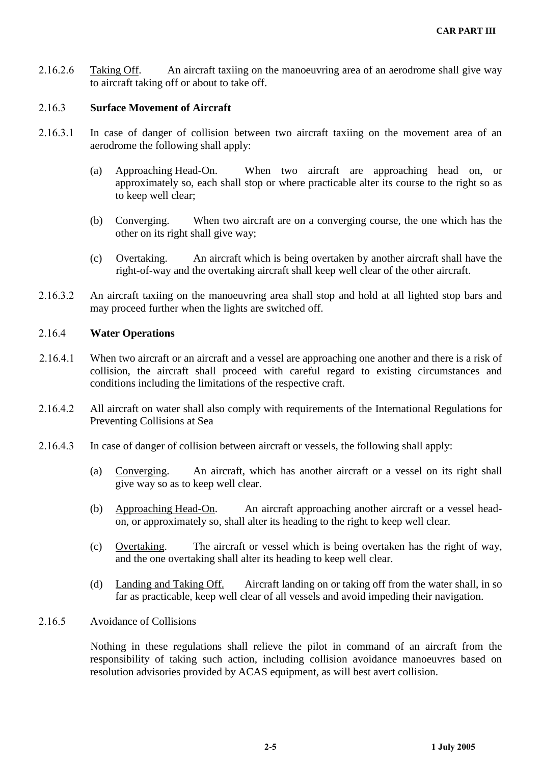2.16.2.6 Taking Off. An aircraft taxiing on the manoeuvring area of an aerodrome shall give way to aircraft taking off or about to take off.

2.16.3 **Surface Movement of Aircraft**

2.16.3.1 In case of danger of collision between two aircraft taxiing on the movement area of an aerodrome the following shall apply:

(a) Approaching Head-On. When two aircraft are approaching head on, or approximately so, each shall stop or where practicable alter its course to the right so as to keep well clear;

(b) Converging. When two aircraft are on a converging course, the one which has the other on its right shall give way;

(c) Overtaking. An aircraft which is being overtaken by another aircraft shall have the right-of-way and the overtaking aircraft shall keep well clear of the other aircraft.

2.16.3.2 An aircraft taxiing on the manoeuvring area shall stop and hold at all lighted stop bars and may proceed further when the lights are switched off.

2.16.4 **Water Operations**

2.16.4.1 When two aircraft or an aircraft and a vessel are approaching one another and there is a risk of collision, the aircraft shall proceed with careful regard to existing circumstances and conditions including the limitations of the respective craft.

2.16.4.2 All aircraft on water shall also comply with requirements of the International Regulations for Preventing Collisions at Sea

2.16.4.3 In case of danger of collision between aircraft or vessels, the following shall apply:

(a) Converging. An aircraft, which has another aircraft or a vessel on its right shall give way so as to keep well clear.

(b) Approaching Head-On. An aircraft approaching another aircraft or a vessel head-on, or approximately so, shall alter its heading to the right to keep well clear.

(c) Overtaking. The aircraft or vessel which is being overtaken has the right of way, and the one overtaking shall alter its heading to keep well clear.

(d) Landing and Taking Off. Aircraft landing on or taking off from the water shall, in so far as practicable, keep well clear of all vessels and avoid impeding their navigation.

2.16.5 Avoidance of Collisions

Nothing in these regulations shall relieve the pilot in command of an aircraft from the responsibility of taking such action, including collision avoidance manoeuvres based on resolution advisories provided by ACAS equipment, as will best avert collision.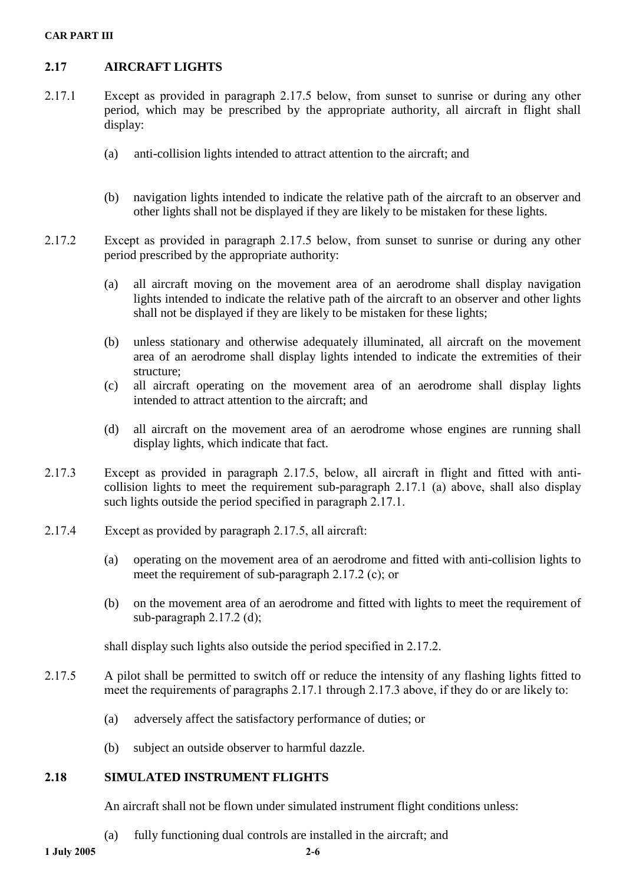## 2.17 AIRCRAFT LIGHTS

2.17.1 Except as provided in paragraph 2.17.5 below, from sunset to sunrise or during any other period, which may be prescribed by the appropriate authority, all aircraft in flight shall display:

(a) anti-collision lights intended to attract attention to the aircraft; and

(b) navigation lights intended to indicate the relative path of the aircraft to an observer and other lights shall not be displayed if they are likely to be mistaken for these lights.

2.17.2 Except as provided in paragraph 2.17.5 below, from sunset to sunrise or during any other period prescribed by the appropriate authority:

(a) all aircraft moving on the movement area of an aerodrome shall display navigation lights intended to indicate the relative path of the aircraft to an observer and other lights shall not be displayed if they are likely to be mistaken for these lights;

(b) unless stationary and otherwise adequately illuminated, all aircraft on the movement area of an aerodrome shall display lights intended to indicate the extremities of their structure;

(c) all aircraft operating on the movement area of an aerodrome shall display lights intended to attract attention to the aircraft; and

(d) all aircraft on the movement area of an aerodrome whose engines are running shall display lights, which indicate that fact.

2.17.3 Except as provided in paragraph 2.17.5, below, all aircraft in flight and fitted with anti-collision lights to meet the requirement sub-paragraph 2.17.1 (a) above, shall also display such lights outside the period specified in paragraph 2.17.1.

2.17.4 Except as provided by paragraph 2.17.5, all aircraft:

(a) operating on the movement area of an aerodrome and fitted with anti-collision lights to meet the requirement of sub-paragraph 2.17.2 (c); or

(b) on the movement area of an aerodrome and fitted with lights to meet the requirement of sub-paragraph 2.17.2 (d);

shall display such lights also outside the period specified in 2.17.2.

2.17.5 A pilot shall be permitted to switch off or reduce the intensity of any flashing lights fitted to meet the requirements of paragraphs 2.17.1 through 2.17.3 above, if they do or are likely to:

(a) adversely affect the satisfactory performance of duties; or

(b) subject an outside observer to harmful dazzle.

## 2.18 SIMULATED INSTRUMENT FLIGHTS

An aircraft shall not be flown under simulated instrument flight conditions unless:

(a) fully functioning dual controls are installed in the aircraft; and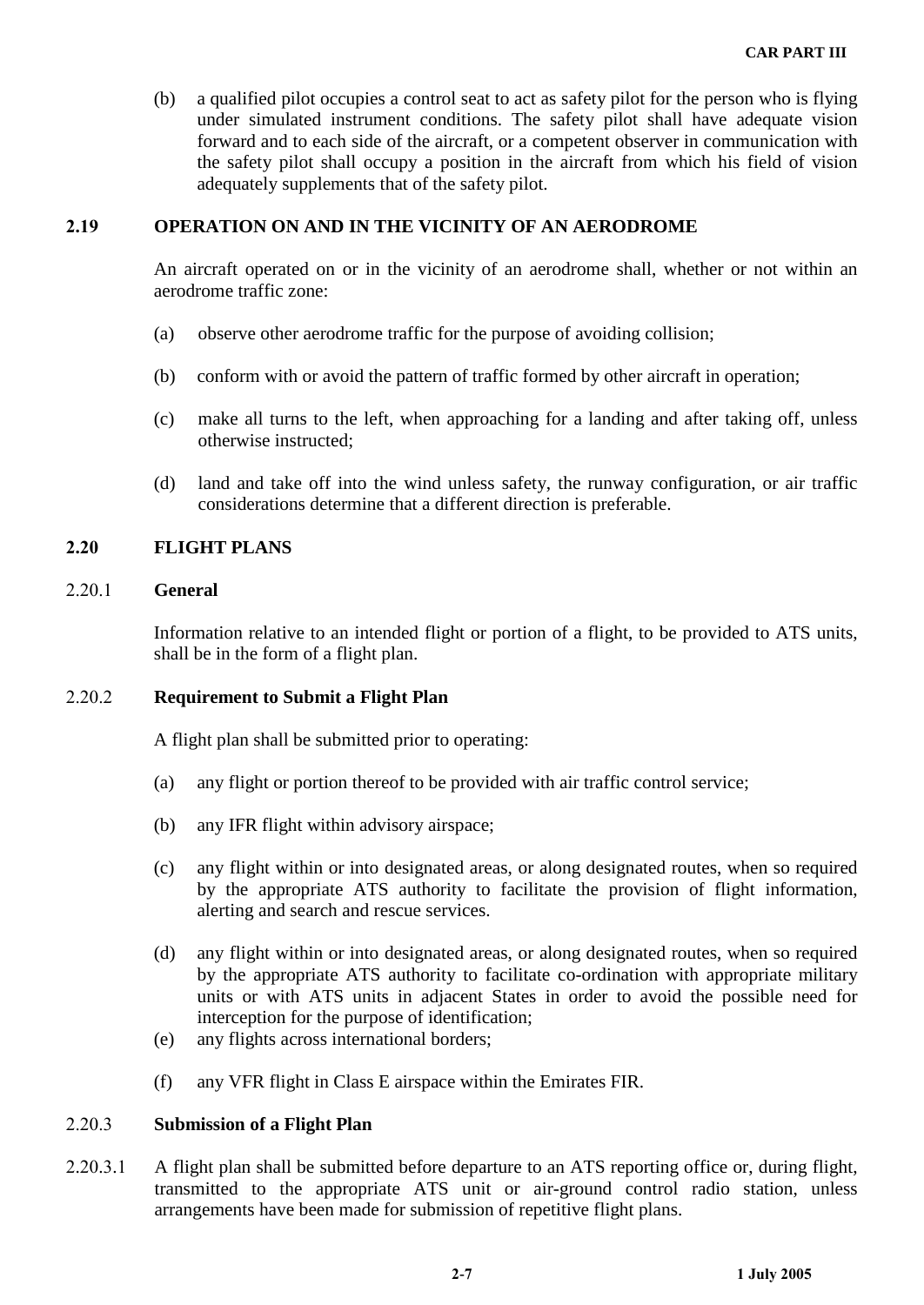(b) a qualified pilot occupies a control seat to act as safety pilot for the person who is flying under simulated instrument conditions. The safety pilot shall have adequate vision forward and to each side of the aircraft, or a competent observer in communication with the safety pilot shall occupy a position in the aircraft from which his field of vision adequately supplements that of the safety pilot.

## 2.19 OPERATION ON AND IN THE VICINITY OF AN AERODROME

An aircraft operated on or in the vicinity of an aerodrome shall, whether or not within an aerodrome traffic zone:

(a) observe other aerodrome traffic for the purpose of avoiding collision;

(b) conform with or avoid the pattern of traffic formed by other aircraft in operation;

(c) make all turns to the left, when approaching for a landing and after taking off, unless otherwise instructed;

(d) land and take off into the wind unless safety, the runway configuration, or air traffic considerations determine that a different direction is preferable.

## 2.20 FLIGHT PLANS

### 2.20.1 General

Information relative to an intended flight or portion of a flight, to be provided to ATS units, shall be in the form of a flight plan.

### 2.20.2 Requirement to Submit a Flight Plan

A flight plan shall be submitted prior to operating:

(a) any flight or portion thereof to be provided with air traffic control service;

(b) any IFR flight within advisory airspace;

(c) any flight within or into designated areas, or along designated routes, when so required by the appropriate ATS authority to facilitate the provision of flight information, alerting and search and rescue services.

(d) any flight within or into designated areas, or along designated routes, when so required by the appropriate ATS authority to facilitate co-ordination with appropriate military units or with ATS units in adjacent States in order to avoid the possible need for interception for the purpose of identification;

(e) any flights across international borders;

(f) any VFR flight in Class E airspace within the Emirates FIR.

### 2.20.3 Submission of a Flight Plan

2.20.3.1 A flight plan shall be submitted before departure to an ATS reporting office or, during flight, transmitted to the appropriate ATS unit or air-ground control radio station, unless arrangements have been made for submission of repetitive flight plans.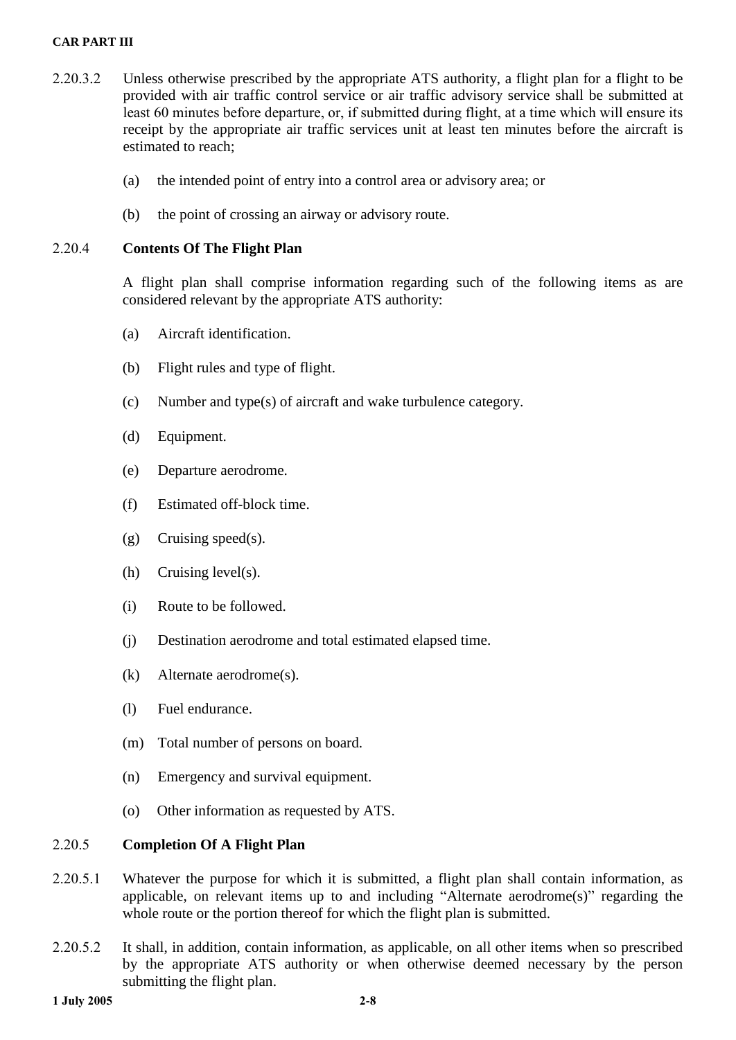2.20.3.2 Unless otherwise prescribed by the appropriate ATS authority, a flight plan for a flight to be provided with air traffic control service or air traffic advisory service shall be submitted at least 60 minutes before departure, or, if submitted during flight, at a time which will ensure its receipt by the appropriate air traffic services unit at least ten minutes before the aircraft is estimated to reach;

(a) the intended point of entry into a control area or advisory area; or

(b) the point of crossing an airway or advisory route.

### 2.20.4 Contents Of The Flight Plan

A flight plan shall comprise information regarding such of the following items as are considered relevant by the appropriate ATS authority:

(a) Aircraft identification.

(b) Flight rules and type of flight.

(c) Number and type(s) of aircraft and wake turbulence category.

(d) Equipment.

(e) Departure aerodrome.

(f) Estimated off-block time.

(g) Cruising speed(s).

(h) Cruising level(s).

(i) Route to be followed.

(j) Destination aerodrome and total estimated elapsed time.

(k) Alternate aerodrome(s).

(l) Fuel endurance.

(m) Total number of persons on board.

(n) Emergency and survival equipment.

(o) Other information as requested by ATS.

### 2.20.5 Completion Of A Flight Plan

2.20.5.1 Whatever the purpose for which it is submitted, a flight plan shall contain information, as applicable, on relevant items up to and including "Alternate aerodrome(s)" regarding the whole route or the portion thereof for which the flight plan is submitted.

2.20.5.2 It shall, in addition, contain information, as applicable, on all other items when so prescribed by the appropriate ATS authority or when otherwise deemed necessary by the person submitting the flight plan.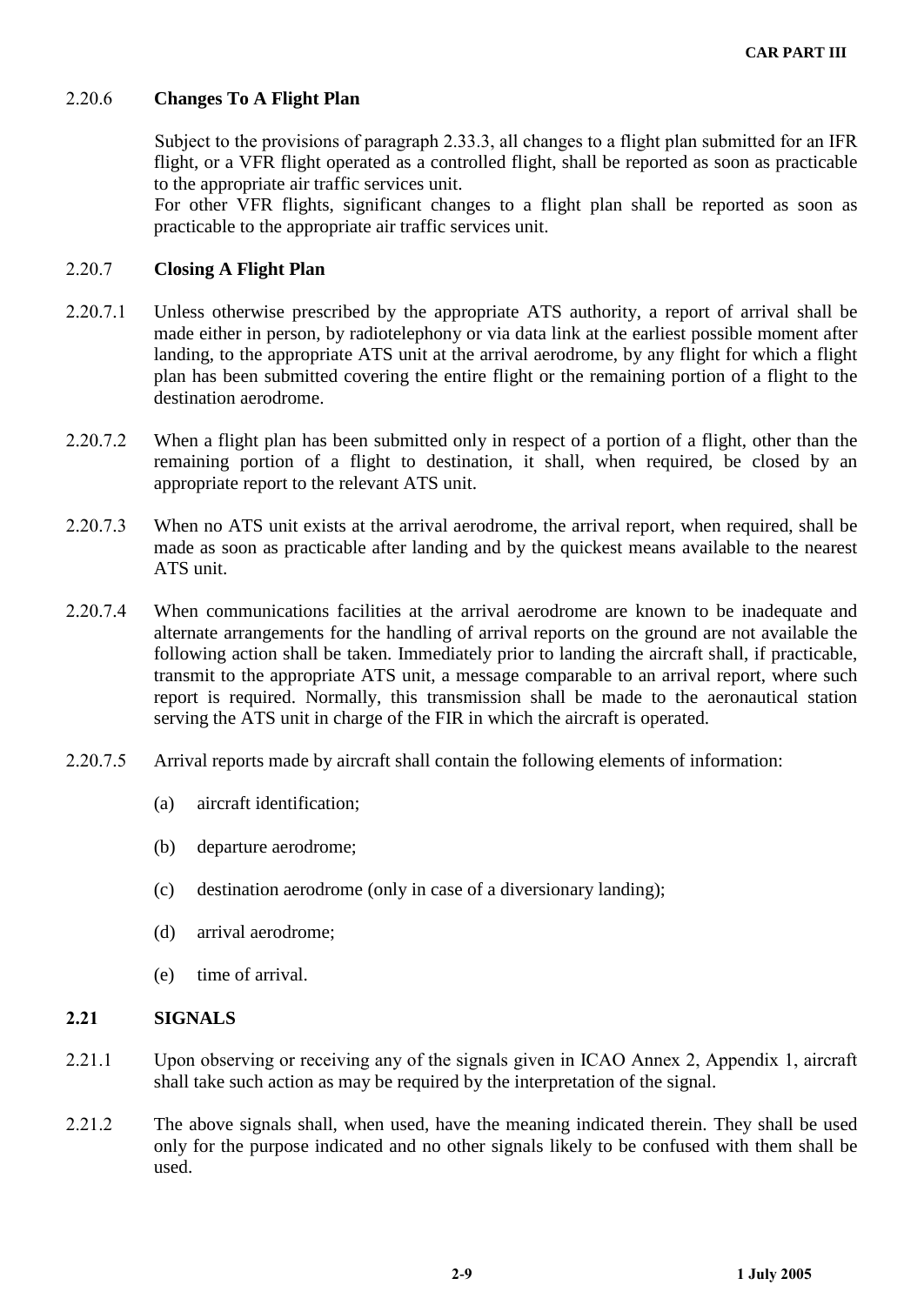2.20.6 **Changes To A Flight Plan**

Subject to the provisions of paragraph 2.33.3, all changes to a flight plan submitted for an IFR flight, or a VFR flight operated as a controlled flight, shall be reported as soon as practicable to the appropriate air traffic services unit.

For other VFR flights, significant changes to a flight plan shall be reported as soon as practicable to the appropriate air traffic services unit.

2.20.7 **Closing A Flight Plan**

2.20.7.1 Unless otherwise prescribed by the appropriate ATS authority, a report of arrival shall be made either in person, by radiotelephony or via data link at the earliest possible moment after landing, to the appropriate ATS unit at the arrival aerodrome, by any flight for which a flight plan has been submitted covering the entire flight or the remaining portion of a flight to the destination aerodrome.

2.20.7.2 When a flight plan has been submitted only in respect of a portion of a flight, other than the remaining portion of a flight to destination, it shall, when required, be closed by an appropriate report to the relevant ATS unit.

2.20.7.3 When no ATS unit exists at the arrival aerodrome, the arrival report, when required, shall be made as soon as practicable after landing and by the quickest means available to the nearest ATS unit.

2.20.7.4 When communications facilities at the arrival aerodrome are known to be inadequate and alternate arrangements for the handling of arrival reports on the ground are not available the following action shall be taken. Immediately prior to landing the aircraft shall, if practicable, transmit to the appropriate ATS unit, a message comparable to an arrival report, where such report is required. Normally, this transmission shall be made to the aeronautical station serving the ATS unit in charge of the FIR in which the aircraft is operated.

2.20.7.5 Arrival reports made by aircraft shall contain the following elements of information:

(a) aircraft identification;

(b) departure aerodrome;

(c) destination aerodrome (only in case of a diversionary landing);

(d) arrival aerodrome;

(e) time of arrival.

## 2.21 SIGNALS

2.21.1 Upon observing or receiving any of the signals given in ICAO Annex 2, Appendix 1, aircraft shall take such action as may be required by the interpretation of the signal.

2.21.2 The above signals shall, when used, have the meaning indicated therein. They shall be used only for the purpose indicated and no other signals likely to be confused with them shall be used.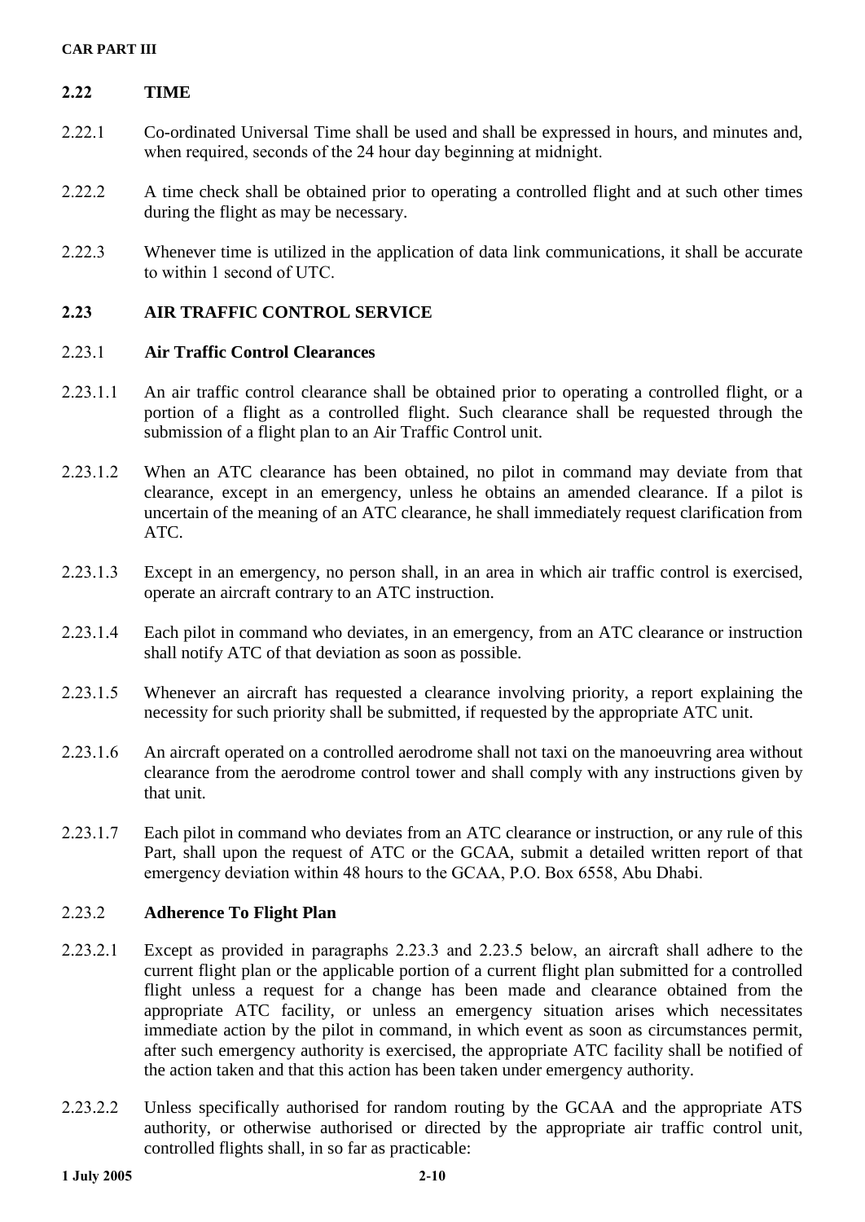## 2.22 TIME

2.22.1 Co-ordinated Universal Time shall be used and shall be expressed in hours, and minutes and, when required, seconds of the 24 hour day beginning at midnight.

2.22.2 A time check shall be obtained prior to operating a controlled flight and at such other times during the flight as may be necessary.

2.22.3 Whenever time is utilized in the application of data link communications, it shall be accurate to within 1 second of UTC.

## 2.23 AIR TRAFFIC CONTROL SERVICE

### 2.23.1 Air Traffic Control Clearances

2.23.1.1 An air traffic control clearance shall be obtained prior to operating a controlled flight, or a portion of a flight as a controlled flight. Such clearance shall be requested through the submission of a flight plan to an Air Traffic Control unit.

2.23.1.2 When an ATC clearance has been obtained, no pilot in command may deviate from that clearance, except in an emergency, unless he obtains an amended clearance. If a pilot is uncertain of the meaning of an ATC clearance, he shall immediately request clarification from ATC.

2.23.1.3 Except in an emergency, no person shall, in an area in which air traffic control is exercised, operate an aircraft contrary to an ATC instruction.

2.23.1.4 Each pilot in command who deviates, in an emergency, from an ATC clearance or instruction shall notify ATC of that deviation as soon as possible.

2.23.1.5 Whenever an aircraft has requested a clearance involving priority, a report explaining the necessity for such priority shall be submitted, if requested by the appropriate ATC unit.

2.23.1.6 An aircraft operated on a controlled aerodrome shall not taxi on the manoeuvring area without clearance from the aerodrome control tower and shall comply with any instructions given by that unit.

2.23.1.7 Each pilot in command who deviates from an ATC clearance or instruction, or any rule of this Part, shall upon the request of ATC or the GCAA, submit a detailed written report of that emergency deviation within 48 hours to the GCAA, P.O. Box 6558, Abu Dhabi.

### 2.23.2 Adherence To Flight Plan

2.23.2.1 Except as provided in paragraphs 2.23.3 and 2.23.5 below, an aircraft shall adhere to the current flight plan or the applicable portion of a current flight plan submitted for a controlled flight unless a request for a change has been made and clearance obtained from the appropriate ATC facility, or unless an emergency situation arises which necessitates immediate action by the pilot in command, in which event as soon as circumstances permit, after such emergency authority is exercised, the appropriate ATC facility shall be notified of the action taken and that this action has been taken under emergency authority.

2.23.2.2 Unless specifically authorised for random routing by the GCAA and the appropriate ATS authority, or otherwise authorised or directed by the appropriate air traffic control unit, controlled flights shall, in so far as practicable: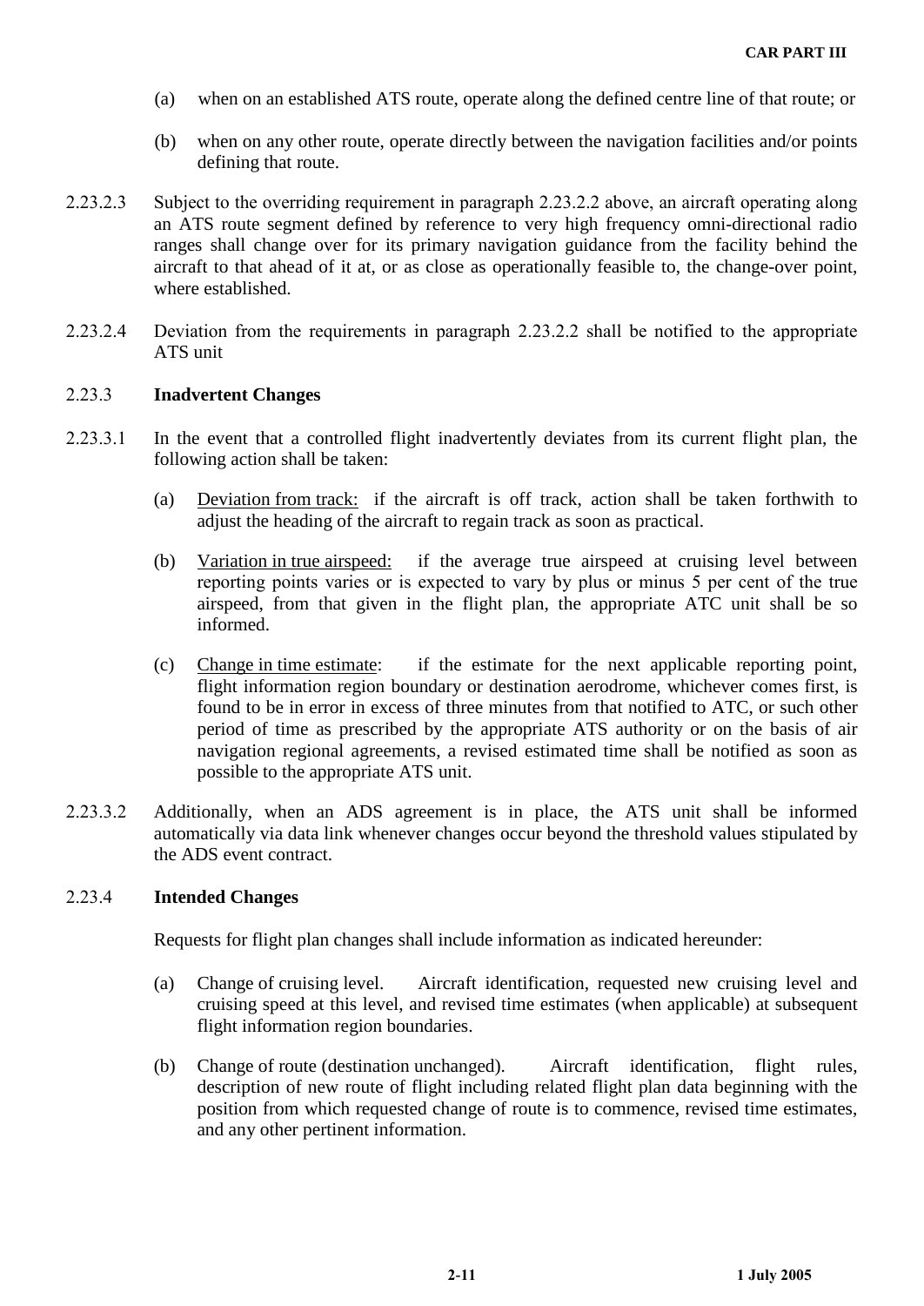(a) when on an established ATS route, operate along the defined centre line of that route; or

(b) when on any other route, operate directly between the navigation facilities and/or points defining that route.

2.23.2.3 Subject to the overriding requirement in paragraph 2.23.2.2 above, an aircraft operating along an ATS route segment defined by reference to very high frequency omni-directional radio ranges shall change over for its primary navigation guidance from the facility behind the aircraft to that ahead of it at, or as close as operationally feasible to, the change-over point, where established.

2.23.2.4 Deviation from the requirements in paragraph 2.23.2.2 shall be notified to the appropriate ATS unit

2.23.3 **Inadvertent Changes**

2.23.3.1 In the event that a controlled flight inadvertently deviates from its current flight plan, the following action shall be taken:

(a) <u>Deviation from track:</u> if the aircraft is off track, action shall be taken forthwith to adjust the heading of the aircraft to regain track as soon as practical.

(b) <u>Variation in true airspeed:</u> if the average true airspeed at cruising level between reporting points varies or is expected to vary by plus or minus 5 per cent of the true airspeed, from that given in the flight plan, the appropriate ATC unit shall be so informed.

(c) <u>Change in time estimate</u>: if the estimate for the next applicable reporting point, flight information region boundary or destination aerodrome, whichever comes first, is found to be in error in excess of three minutes from that notified to ATC, or such other period of time as prescribed by the appropriate ATS authority or on the basis of air navigation regional agreements, a revised estimated time shall be notified as soon as possible to the appropriate ATS unit.

2.23.3.2 Additionally, when an ADS agreement is in place, the ATS unit shall be informed automatically via data link whenever changes occur beyond the threshold values stipulated by the ADS event contract.

2.23.4 **Intended Changes**

Requests for flight plan changes shall include information as indicated hereunder:

(a) Change of cruising level. Aircraft identification, requested new cruising level and cruising speed at this level, and revised time estimates (when applicable) at subsequent flight information region boundaries.

(b) Change of route (destination unchanged). Aircraft identification, flight rules, description of new route of flight including related flight plan data beginning with the position from which requested change of route is to commence, revised time estimates, and any other pertinent information.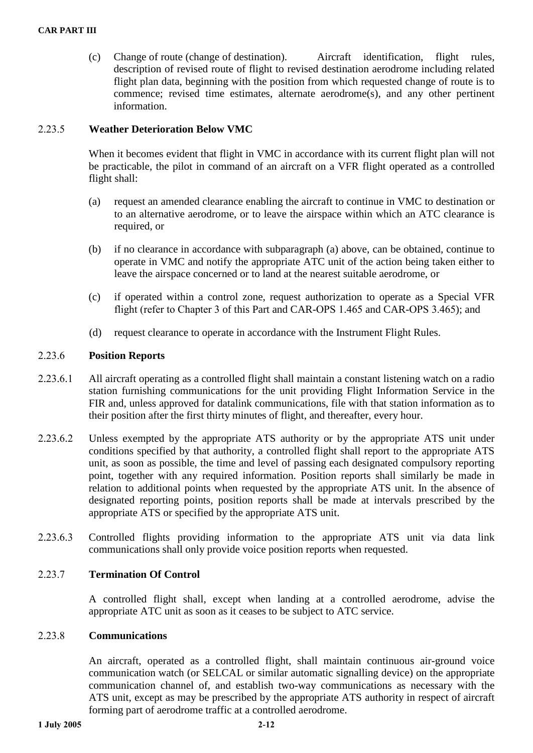(c) Change of route (change of destination). Aircraft identification, flight rules, description of revised route of flight to revised destination aerodrome including related flight plan data, beginning with the position from which requested change of route is to commence; revised time estimates, alternate aerodrome(s), and any other pertinent information.

### 2.23.5 **Weather Deterioration Below VMC**

When it becomes evident that flight in VMC in accordance with its current flight plan will not be practicable, the pilot in command of an aircraft on a VFR flight operated as a controlled flight shall:

(a) request an amended clearance enabling the aircraft to continue in VMC to destination or to an alternative aerodrome, or to leave the airspace within which an ATC clearance is required, or

(b) if no clearance in accordance with subparagraph (a) above, can be obtained, continue to operate in VMC and notify the appropriate ATC unit of the action being taken either to leave the airspace concerned or to land at the nearest suitable aerodrome, or

(c) if operated within a control zone, request authorization to operate as a Special VFR flight (refer to Chapter 3 of this Part and CAR-OPS 1.465 and CAR-OPS 3.465); and

(d) request clearance to operate in accordance with the Instrument Flight Rules.

### 2.23.6 **Position Reports**

2.23.6.1 All aircraft operating as a controlled flight shall maintain a constant listening watch on a radio station furnishing communications for the unit providing Flight Information Service in the FIR and, unless approved for datalink communications, file with that station information as to their position after the first thirty minutes of flight, and thereafter, every hour.

2.23.6.2 Unless exempted by the appropriate ATS authority or by the appropriate ATS unit under conditions specified by that authority, a controlled flight shall report to the appropriate ATS unit, as soon as possible, the time and level of passing each designated compulsory reporting point, together with any required information. Position reports shall similarly be made in relation to additional points when requested by the appropriate ATS unit. In the absence of designated reporting points, position reports shall be made at intervals prescribed by the appropriate ATS or specified by the appropriate ATS unit.

2.23.6.3 Controlled flights providing information to the appropriate ATS unit via data link communications shall only provide voice position reports when requested.

### 2.23.7 **Termination Of Control**

A controlled flight shall, except when landing at a controlled aerodrome, advise the appropriate ATC unit as soon as it ceases to be subject to ATC service.

### 2.23.8 **Communications**

An aircraft, operated as a controlled flight, shall maintain continuous air-ground voice communication watch (or SELCAL or similar automatic signalling device) on the appropriate communication channel of, and establish two-way communications as necessary with the ATS unit, except as may be prescribed by the appropriate ATS authority in respect of aircraft forming part of aerodrome traffic at a controlled aerodrome.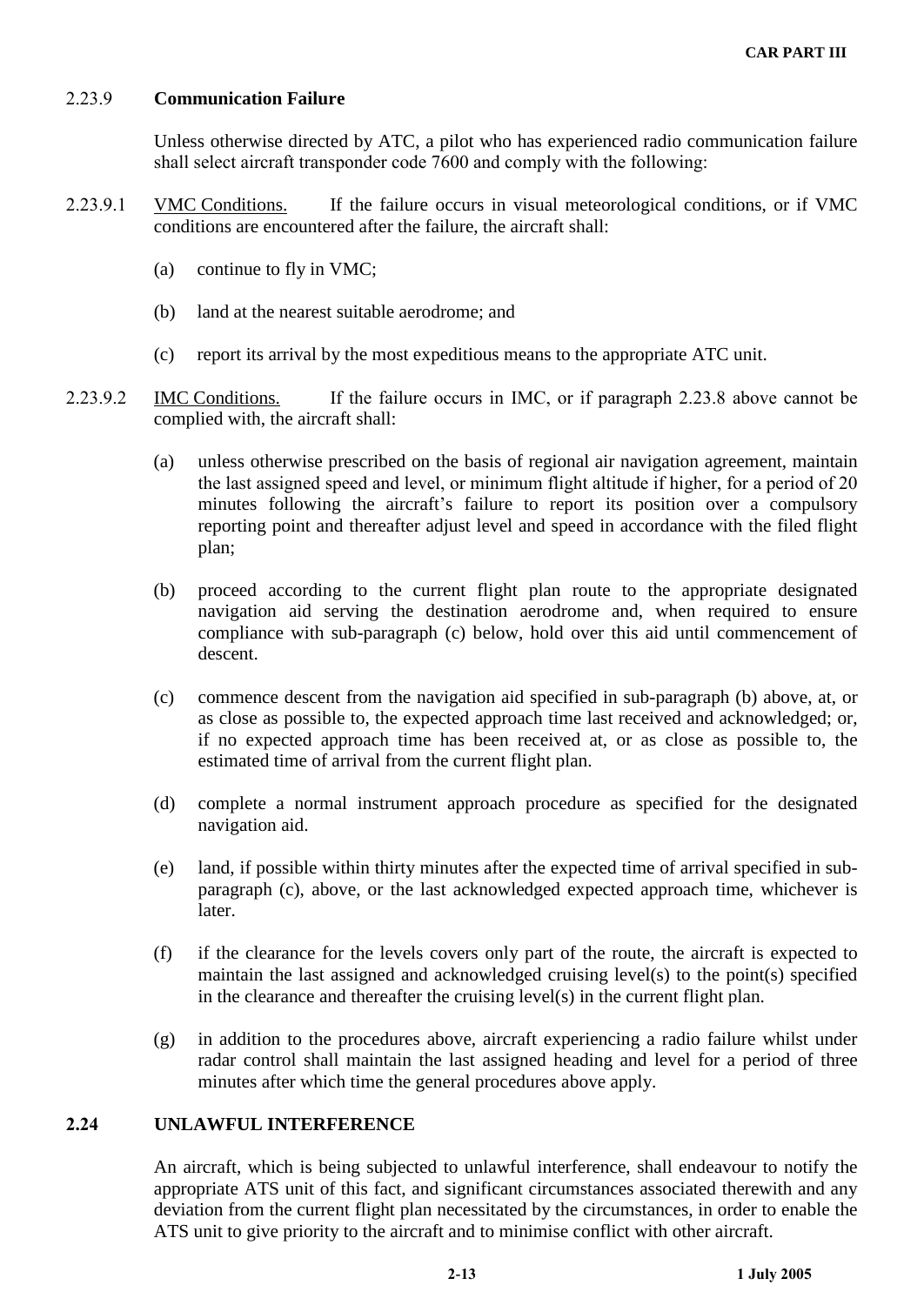### 2.23.9 **Communication Failure**

Unless otherwise directed by ATC, a pilot who has experienced radio communication failure shall select aircraft transponder code 7600 and comply with the following:

2.23.9.1 VMC Conditions. If the failure occurs in visual meteorological conditions, or if VMC conditions are encountered after the failure, the aircraft shall:

(a) continue to fly in VMC;

(b) land at the nearest suitable aerodrome; and

(c) report its arrival by the most expeditious means to the appropriate ATC unit.

2.23.9.2 IMC Conditions. If the failure occurs in IMC, or if paragraph 2.23.8 above cannot be complied with, the aircraft shall:

(a) unless otherwise prescribed on the basis of regional air navigation agreement, maintain the last assigned speed and level, or minimum flight altitude if higher, for a period of 20 minutes following the aircraft's failure to report its position over a compulsory reporting point and thereafter adjust level and speed in accordance with the filed flight plan;

(b) proceed according to the current flight plan route to the appropriate designated navigation aid serving the destination aerodrome and, when required to ensure compliance with sub-paragraph (c) below, hold over this aid until commencement of descent.

(c) commence descent from the navigation aid specified in sub-paragraph (b) above, at, or as close as possible to, the expected approach time last received and acknowledged; or, if no expected approach time has been received at, or as close as possible to, the estimated time of arrival from the current flight plan.

(d) complete a normal instrument approach procedure as specified for the designated navigation aid.

(e) land, if possible within thirty minutes after the expected time of arrival specified in sub-paragraph (c), above, or the last acknowledged expected approach time, whichever is later.

(f) if the clearance for the levels covers only part of the route, the aircraft is expected to maintain the last assigned and acknowledged cruising level(s) to the point(s) specified in the clearance and thereafter the cruising level(s) in the current flight plan.

(g) in addition to the procedures above, aircraft experiencing a radio failure whilst under radar control shall maintain the last assigned heading and level for a period of three minutes after which time the general procedures above apply.

## 2.24 UNLAWFUL INTERFERENCE

An aircraft, which is being subjected to unlawful interference, shall endeavour to notify the appropriate ATS unit of this fact, and significant circumstances associated therewith and any deviation from the current flight plan necessitated by the circumstances, in order to enable the ATS unit to give priority to the aircraft and to minimise conflict with other aircraft.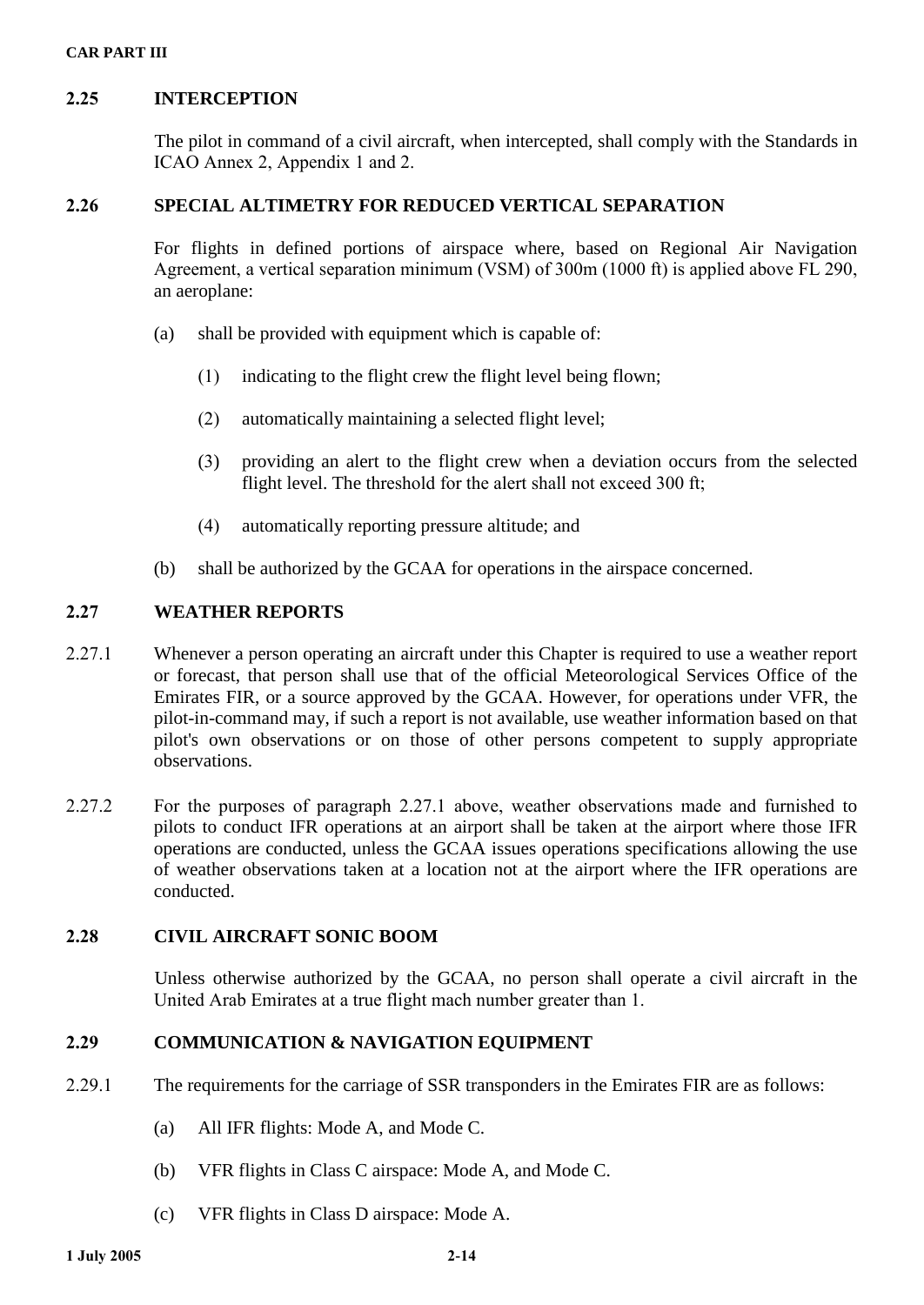## 2.25 INTERCEPTION

The pilot in command of a civil aircraft, when intercepted, shall comply with the Standards in ICAO Annex 2, Appendix 1 and 2.

## 2.26 SPECIAL ALTIMETRY FOR REDUCED VERTICAL SEPARATION

For flights in defined portions of airspace where, based on Regional Air Navigation Agreement, a vertical separation minimum (VSM) of 300m (1000 ft) is applied above FL 290, an aeroplane:

(a) shall be provided with equipment which is capable of:

(1) indicating to the flight crew the flight level being flown;

(2) automatically maintaining a selected flight level;

(3) providing an alert to the flight crew when a deviation occurs from the selected flight level. The threshold for the alert shall not exceed 300 ft;

(4) automatically reporting pressure altitude; and

(b) shall be authorized by the GCAA for operations in the airspace concerned.

## 2.27 WEATHER REPORTS

2.27.1 Whenever a person operating an aircraft under this Chapter is required to use a weather report or forecast, that person shall use that of the official Meteorological Services Office of the Emirates FIR, or a source approved by the GCAA. However, for operations under VFR, the pilot-in-command may, if such a report is not available, use weather information based on that pilot's own observations or on those of other persons competent to supply appropriate observations.

2.27.2 For the purposes of paragraph 2.27.1 above, weather observations made and furnished to pilots to conduct IFR operations at an airport shall be taken at the airport where those IFR operations are conducted, unless the GCAA issues operations specifications allowing the use of weather observations taken at a location not at the airport where the IFR operations are conducted.

## 2.28 CIVIL AIRCRAFT SONIC BOOM

Unless otherwise authorized by the GCAA, no person shall operate a civil aircraft in the United Arab Emirates at a true flight mach number greater than 1.

## 2.29 COMMUNICATION & NAVIGATION EQUIPMENT

2.29.1 The requirements for the carriage of SSR transponders in the Emirates FIR are as follows:

(a) All IFR flights: Mode A, and Mode C.

(b) VFR flights in Class C airspace: Mode A, and Mode C.

(c) VFR flights in Class D airspace: Mode A.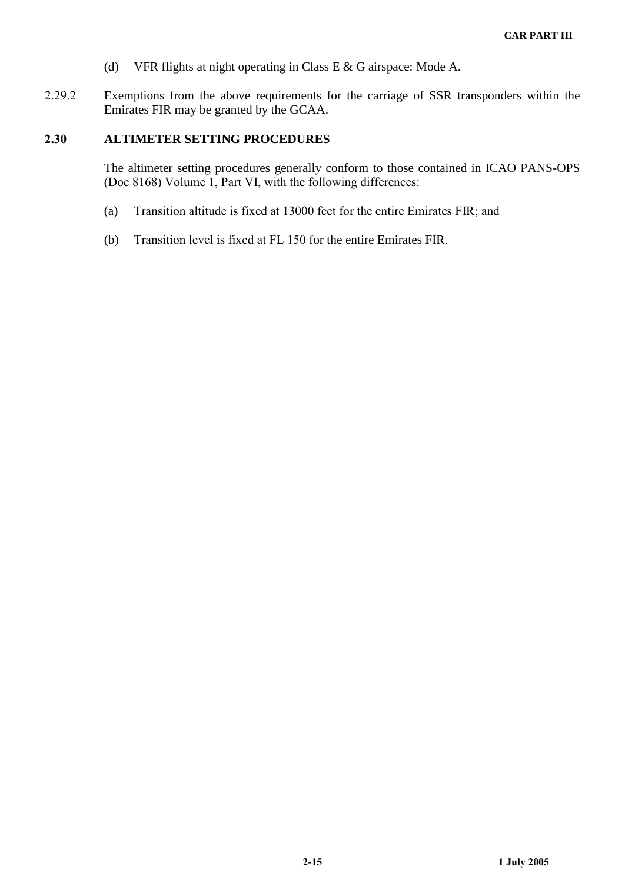(d) VFR flights at night operating in Class E & G airspace: Mode A.

2.29.2 Exemptions from the above requirements for the carriage of SSR transponders within the Emirates FIR may be granted by the GCAA.

## 2.30 ALTIMETER SETTING PROCEDURES

The altimeter setting procedures generally conform to those contained in ICAO PANS-OPS (Doc 8168) Volume 1, Part VI, with the following differences:

(a) Transition altitude is fixed at 13000 feet for the entire Emirates FIR; and

(b) Transition level is fixed at FL 150 for the entire Emirates FIR.